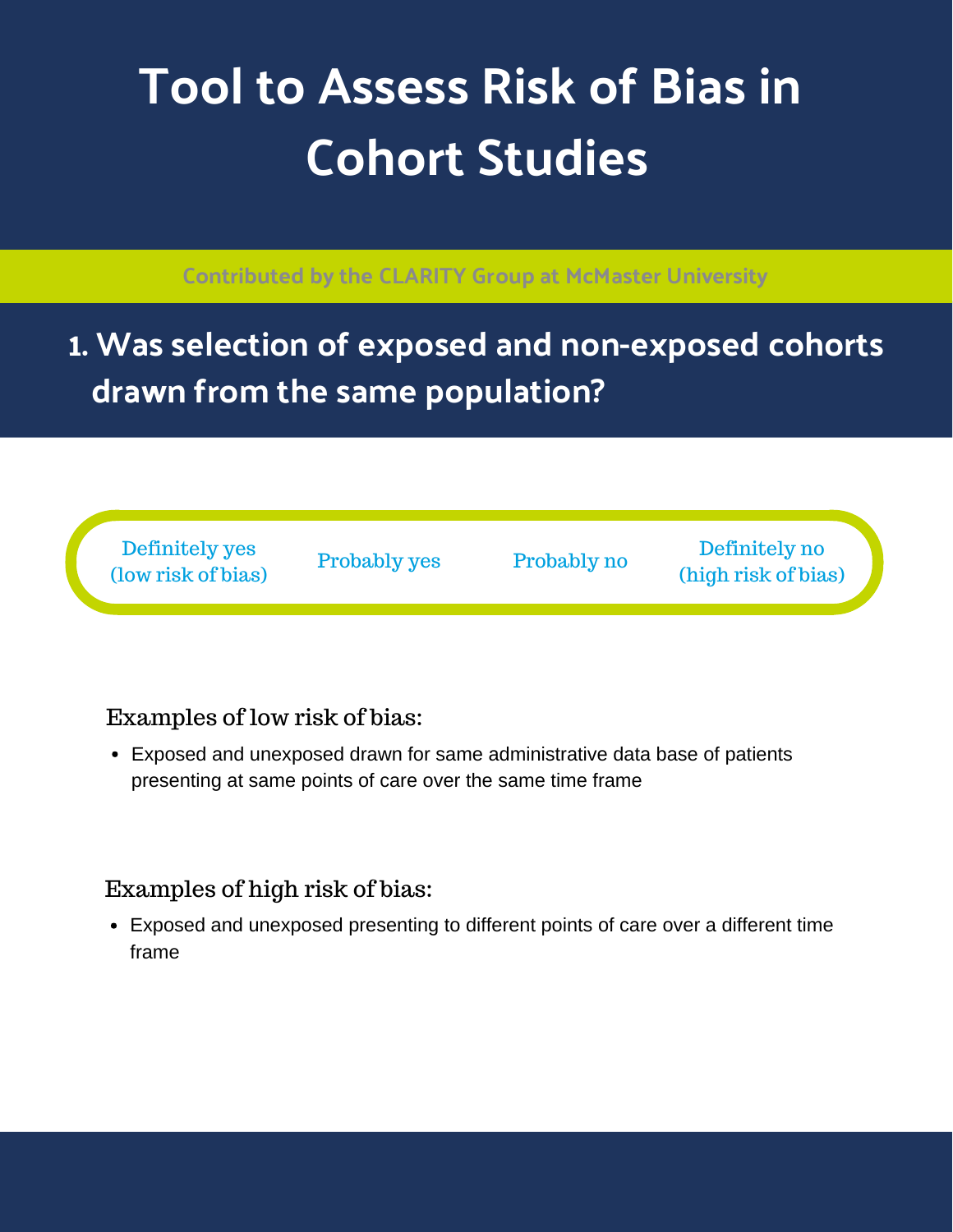# Tool to Assess Risk of Bias in Cohort Studies

Contributed by the CLARITY Group at McMaster University

## 1. Was selection of exposed and non-exposed cohorts drawn from the same population?

| Definitely yes (low risk of bias) | Probably yes | Probably no | Definitely no (high risk of bias) |
|---|---|---|---|

Examples of low risk of bias:

- Exposed and unexposed drawn for same administrative data base of patients presenting at same points of care over the same time frame

Examples of high risk of bias:

- Exposed and unexposed presenting to different points of care over a different time frame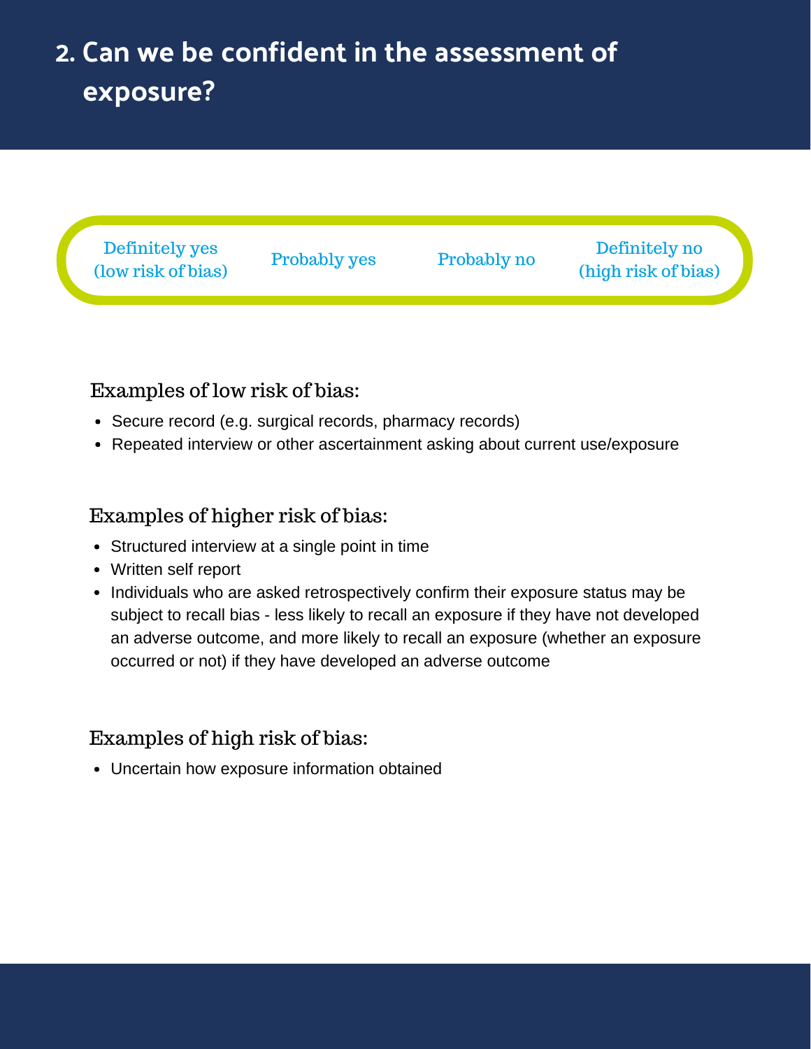# 2. Can we be confident in the assessment of exposure?

| Definitely yes (low risk of bias) | Probably yes | Probably no | Definitely no (high risk of bias) |
| --- | --- | --- | --- |

### Examples of low risk of bias:

- Secure record (e.g. surgical records, pharmacy records)
- Repeated interview or other ascertainment asking about current use/exposure

### Examples of higher risk of bias:

- Structured interview at a single point in time
- Written self report
- Individuals who are asked retrospectively confirm their exposure status may be subject to recall bias - less likely to recall an exposure if they have not developed an adverse outcome, and more likely to recall an exposure (whether an exposure occurred or not) if they have developed an adverse outcome

### Examples of high risk of bias:

- Uncertain how exposure information obtained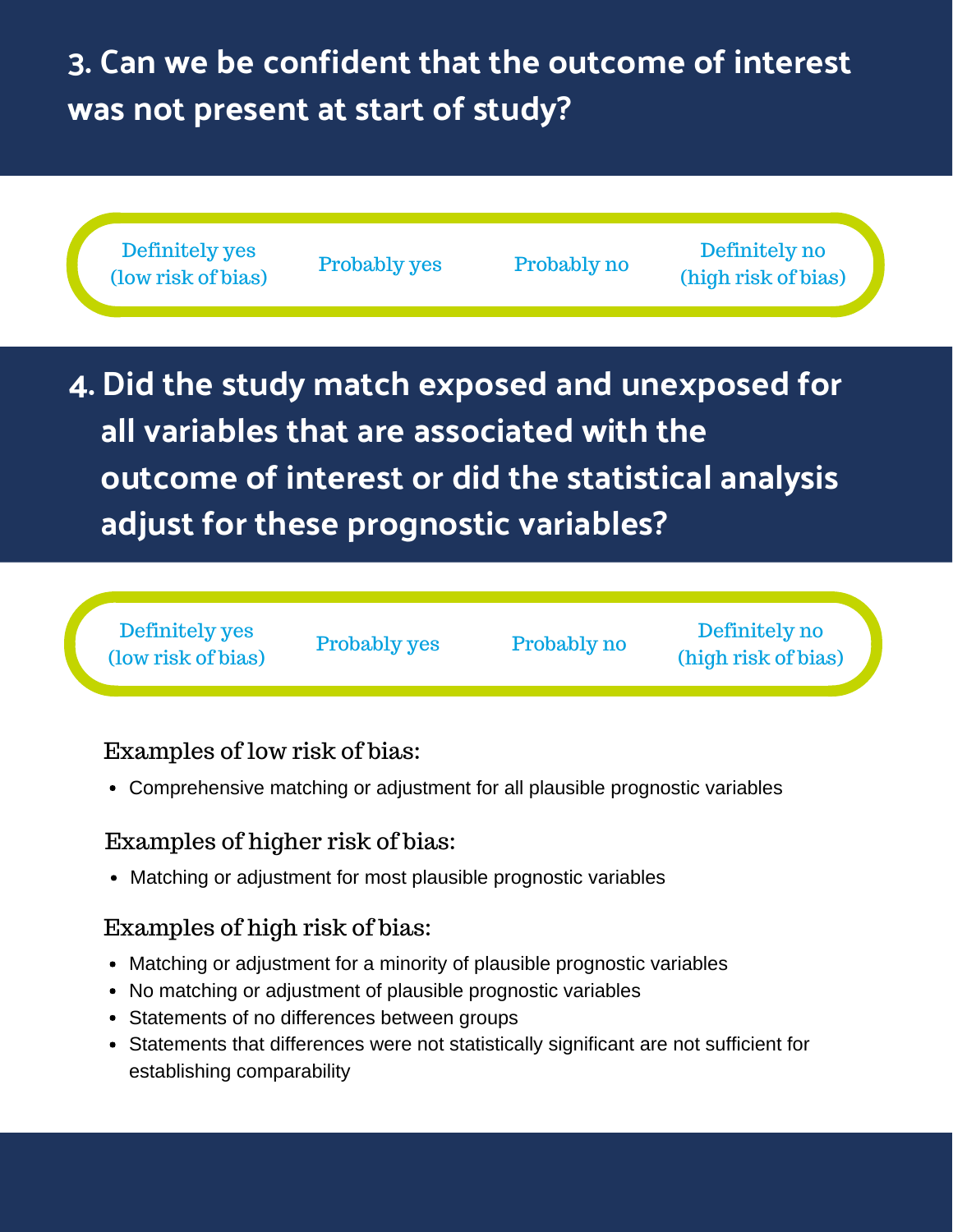## 3. Can we be confident that the outcome of interest was not present at start of study?

| Definitely yes (low risk of bias) | Probably yes | Probably no | Definitely no (high risk of bias) |
| --- | --- | --- | --- |

## 4. Did the study match exposed and unexposed for all variables that are associated with the outcome of interest or did the statistical analysis adjust for these prognostic variables?

| Definitely yes (low risk of bias) | Probably yes | Probably no | Definitely no (high risk of bias) |
| --- | --- | --- | --- |

Examples of low risk of bias:

- Comprehensive matching or adjustment for all plausible prognostic variables

Examples of higher risk of bias:

- Matching or adjustment for most plausible prognostic variables

Examples of high risk of bias:

- Matching or adjustment for a minority of plausible prognostic variables
- No matching or adjustment of plausible prognostic variables
- Statements of no differences between groups
- Statements that differences were not statistically significant are not sufficient for establishing comparability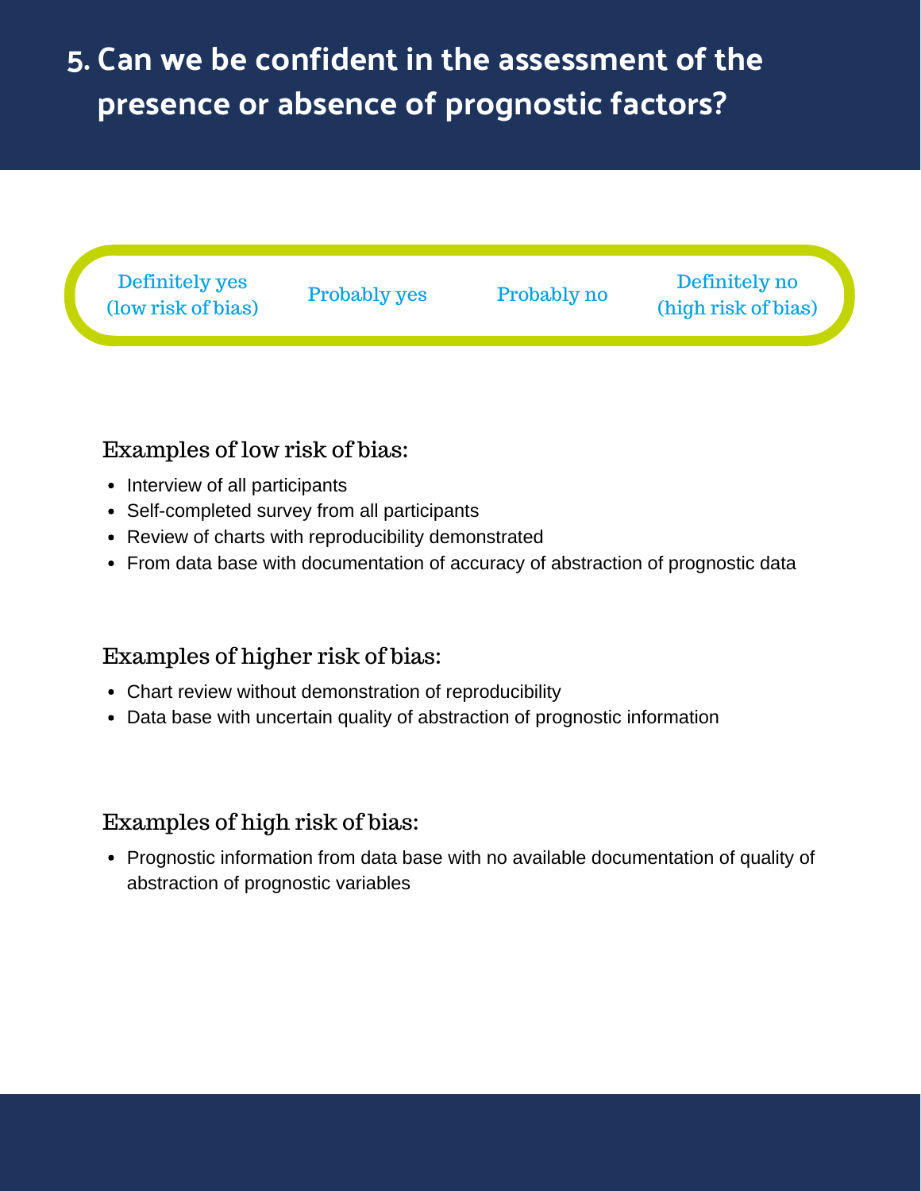# 5. Can we be confident in the assessment of the presence or absence of prognostic factors?

| Definitely yes (low risk of bias) | Probably yes | Probably no | Definitely no (high risk of bias) |
| --- | --- | --- | --- |

### Examples of low risk of bias:

- Interview of all participants
- Self-completed survey from all participants
- Review of charts with reproducibility demonstrated
- From data base with documentation of accuracy of abstraction of prognostic data

### Examples of higher risk of bias:

- Chart review without demonstration of reproducibility
- Data base with uncertain quality of abstraction of prognostic information

### Examples of high risk of bias:

- Prognostic information from data base with no available documentation of quality of abstraction of prognostic variables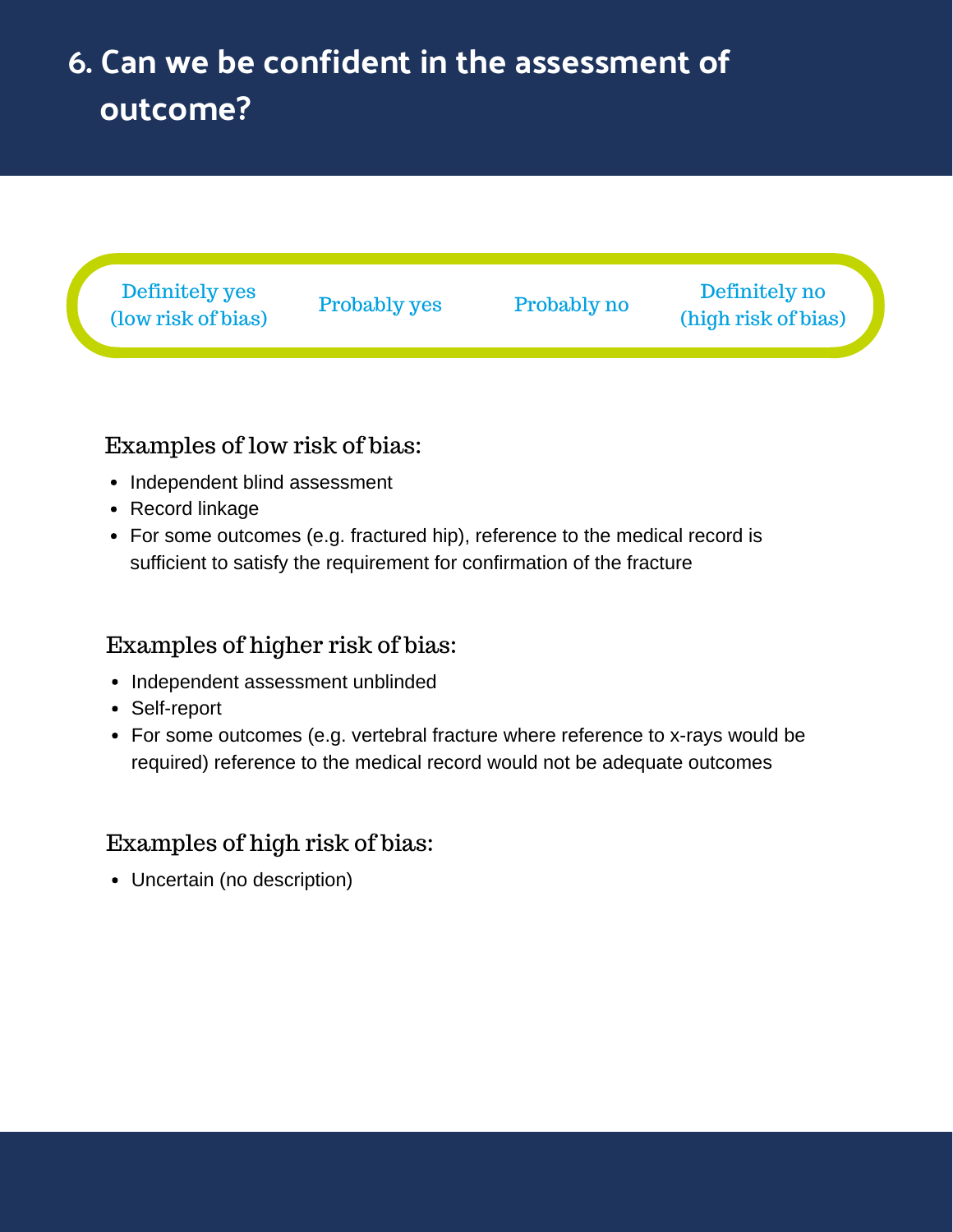# 6. Can we be confident in the assessment of outcome?

| Definitely yes (low risk of bias) | Probably yes | Probably no | Definitely no (high risk of bias) |
|---|---|---|---|

### Examples of low risk of bias:

- Independent blind assessment
- Record linkage
- For some outcomes (e.g. fractured hip), reference to the medical record is sufficient to satisfy the requirement for confirmation of the fracture

### Examples of higher risk of bias:

- Independent assessment unblinded
- Self-report
- For some outcomes (e.g. vertebral fracture where reference to x-rays would be required) reference to the medical record would not be adequate outcomes

### Examples of high risk of bias:

- Uncertain (no description)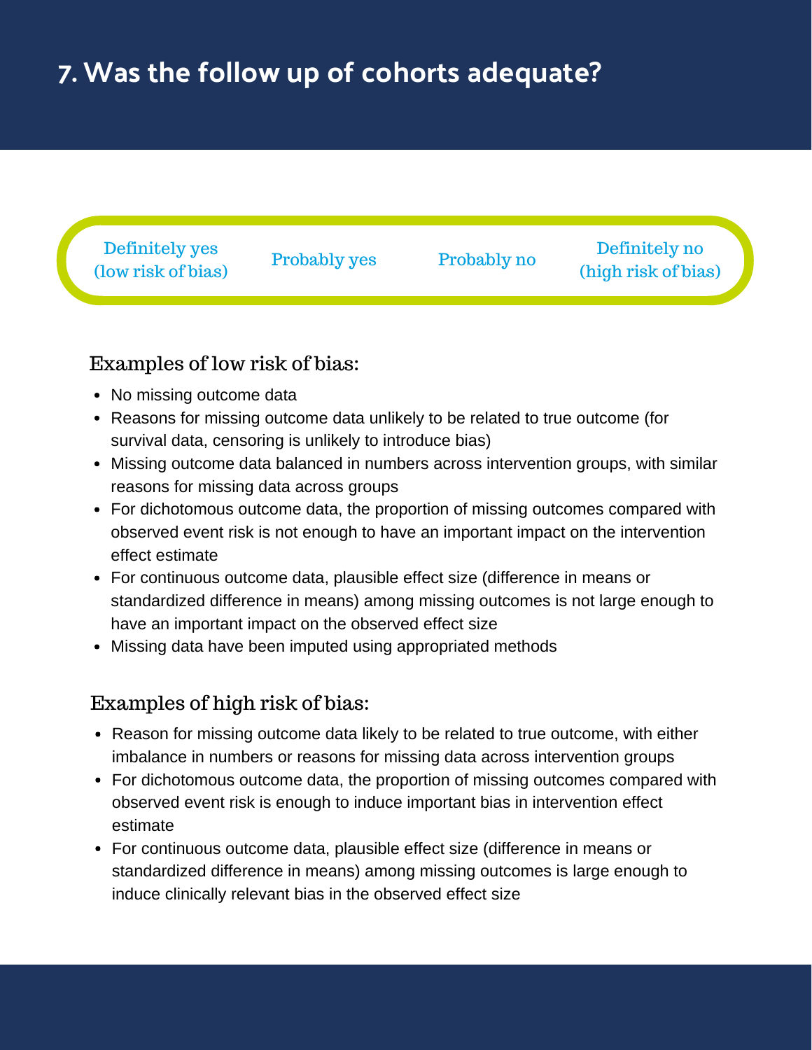# 7. Was the follow up of cohorts adequate?

| Definitely yes (low risk of bias) | Probably yes | Probably no | Definitely no (high risk of bias) |
|---|---|---|---|

### Examples of low risk of bias:

- No missing outcome data
- Reasons for missing outcome data unlikely to be related to true outcome (for survival data, censoring is unlikely to introduce bias)
- Missing outcome data balanced in numbers across intervention groups, with similar reasons for missing data across groups
- For dichotomous outcome data, the proportion of missing outcomes compared with observed event risk is not enough to have an important impact on the intervention effect estimate
- For continuous outcome data, plausible effect size (difference in means or standardized difference in means) among missing outcomes is not large enough to have an important impact on the observed effect size
- Missing data have been imputed using appropriated methods

### Examples of high risk of bias:

- Reason for missing outcome data likely to be related to true outcome, with either imbalance in numbers or reasons for missing data across intervention groups
- For dichotomous outcome data, the proportion of missing outcomes compared with observed event risk is enough to induce important bias in intervention effect estimate
- For continuous outcome data, plausible effect size (difference in means or standardized difference in means) among missing outcomes is large enough to induce clinically relevant bias in the observed effect size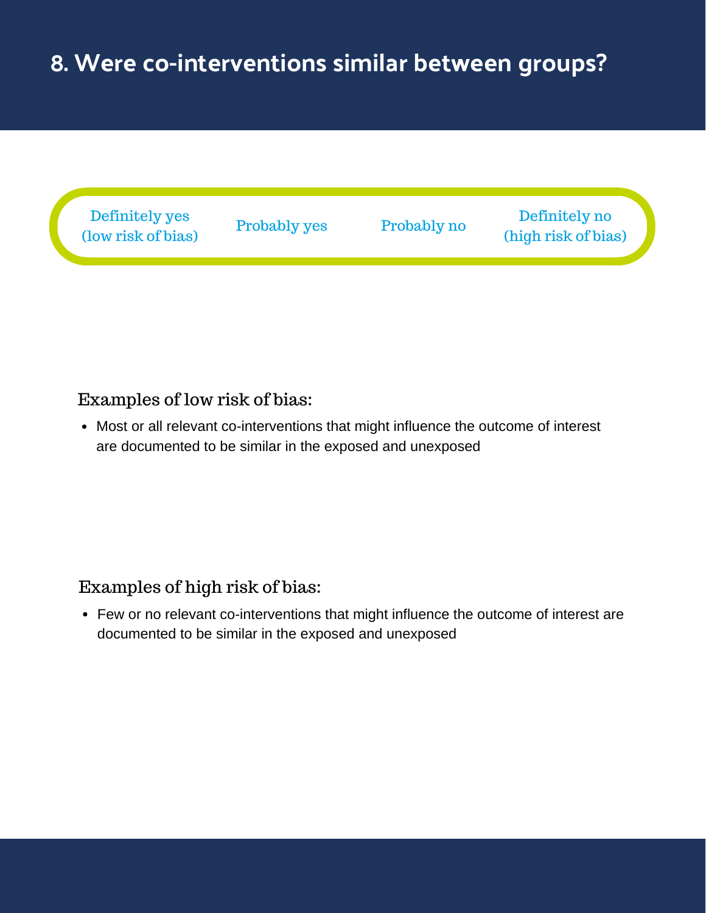# 8. Were co-interventions similar between groups?

Definitely yes (low risk of bias) | Probably yes | Probably no | Definitely no (high risk of bias)

### Examples of low risk of bias:

- Most or all relevant co-interventions that might influence the outcome of interest are documented to be similar in the exposed and unexposed

### Examples of high risk of bias:

- Few or no relevant co-interventions that might influence the outcome of interest are documented to be similar in the exposed and unexposed